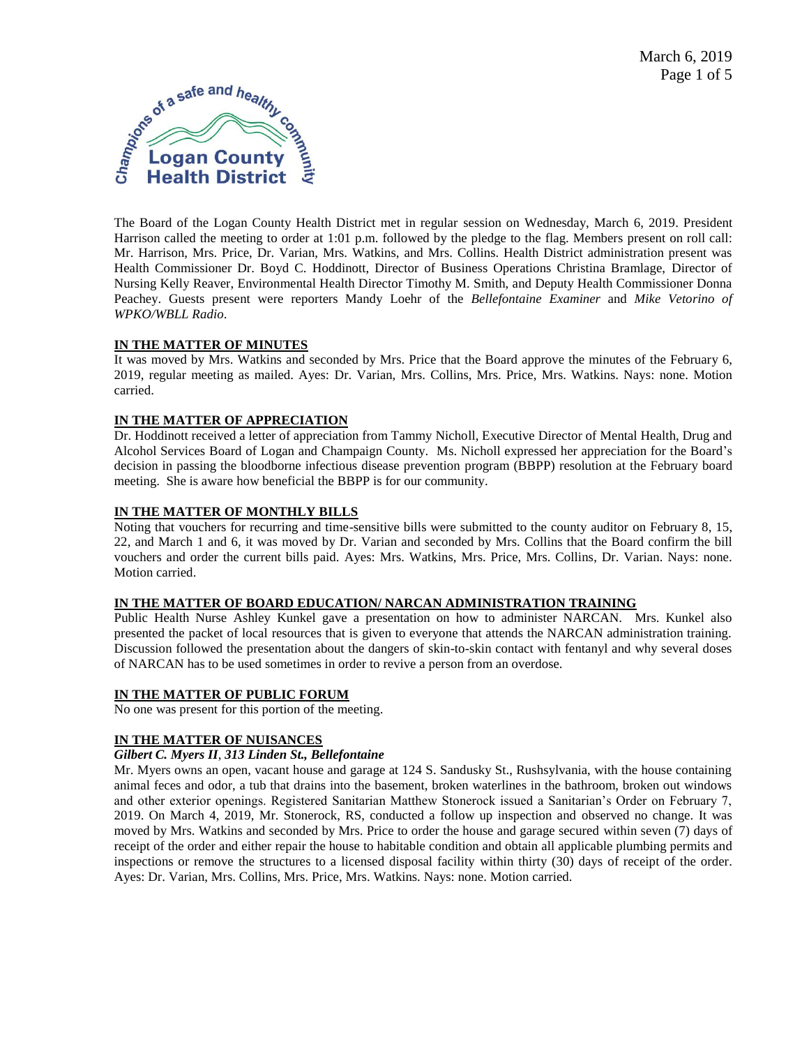The Board of the Logan County Health District met in regular session on Wednesday, March 6, 2019. President Harrison called the meeting to order at 1:01 p.m. followed by the pledge to the flag. Members present on roll call: Mr. Harrison, Mrs. Price, Dr. Varian, Mrs. Watkins, and Mrs. Collins. Health District administration present was Health Commissioner Dr. Boyd C. Hoddinott, Director of Business Operations Christina Bramlage, Director of Nursing Kelly Reaver, Environmental Health Director Timothy M. Smith, and Deputy Health Commissioner Donna Peachey. Guests present were reporters Mandy Loehr of the *Bellefontaine Examiner* and *Mike Vetorino of WPKO/WBLL Radio*.

**IN THE MATTER OF MINUTES**

It was moved by Mrs. Watkins and seconded by Mrs. Price that the Board approve the minutes of the February 6, 2019, regular meeting as mailed. Ayes: Dr. Varian, Mrs. Collins, Mrs. Price, Mrs. Watkins. Nays: none. Motion carried.

**IN THE MATTER OF APPRECIATION**

Dr. Hoddinott received a letter of appreciation from Tammy Nicholl, Executive Director of Mental Health, Drug and Alcohol Services Board of Logan and Champaign County. Ms. Nicholl expressed her appreciation for the Board's decision in passing the bloodborne infectious disease prevention program (BBPP) resolution at the February board meeting. She is aware how beneficial the BBPP is for our community.

**IN THE MATTER OF MONTHLY BILLS**

Noting that vouchers for recurring and time-sensitive bills were submitted to the county auditor on February 8, 15, 22, and March 1 and 6, it was moved by Dr. Varian and seconded by Mrs. Collins that the Board confirm the bill vouchers and order the current bills paid. Ayes: Mrs. Watkins, Mrs. Price, Mrs. Collins, Dr. Varian. Nays: none. Motion carried.

**IN THE MATTER OF BOARD EDUCATION/ NARCAN ADMINISTRATION TRAINING**

Public Health Nurse Ashley Kunkel gave a presentation on how to administer NARCAN. Mrs. Kunkel also presented the packet of local resources that is given to everyone that attends the NARCAN administration training. Discussion followed the presentation about the dangers of skin-to-skin contact with fentanyl and why several doses of NARCAN has to be used sometimes in order to revive a person from an overdose.

**IN THE MATTER OF PUBLIC FORUM**

No one was present for this portion of the meeting.

**IN THE MATTER OF NUISANCES**

***Gilbert C. Myers II, 313 Linden St., Bellefontaine***

Mr. Myers owns an open, vacant house and garage at 124 S. Sandusky St., Rushsylvania, with the house containing animal feces and odor, a tub that drains into the basement, broken waterlines in the bathroom, broken out windows and other exterior openings. Registered Sanitarian Matthew Stonerock issued a Sanitarian's Order on February 7, 2019. On March 4, 2019, Mr. Stonerock, RS, conducted a follow up inspection and observed no change. It was moved by Mrs. Watkins and seconded by Mrs. Price to order the house and garage secured within seven (7) days of receipt of the order and either repair the house to habitable condition and obtain all applicable plumbing permits and inspections or remove the structures to a licensed disposal facility within thirty (30) days of receipt of the order. Ayes: Dr. Varian, Mrs. Collins, Mrs. Price, Mrs. Watkins. Nays: none. Motion carried.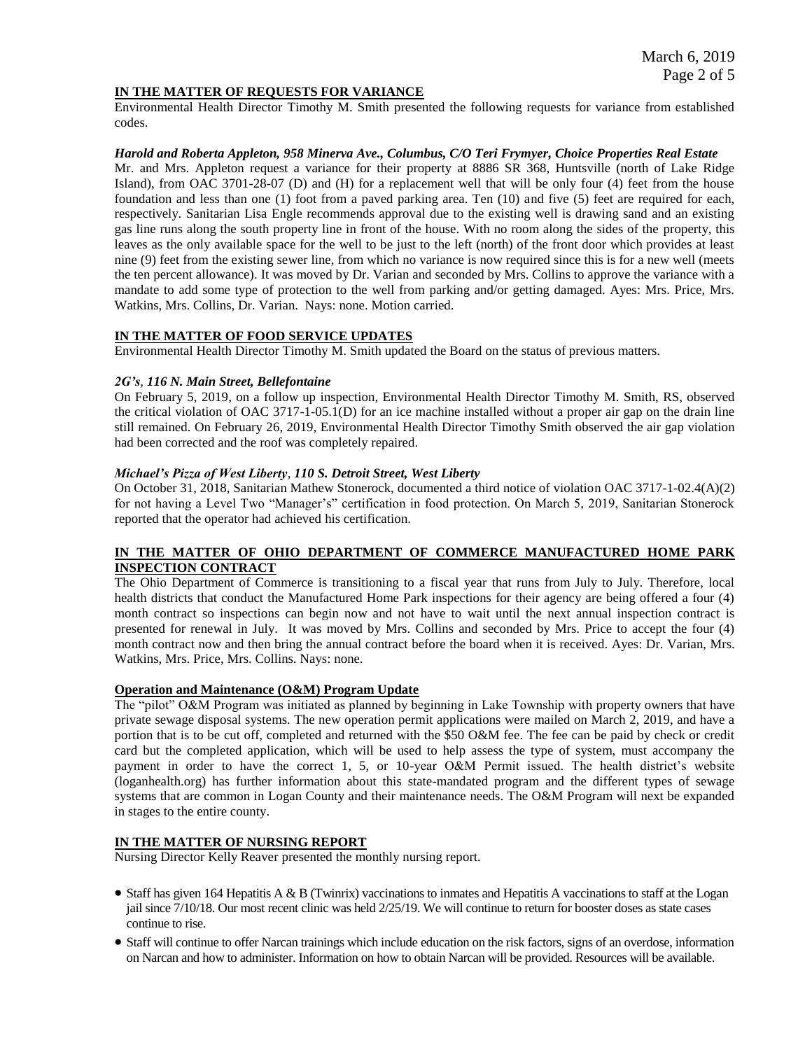**IN THE MATTER OF REQUESTS FOR VARIANCE**

Environmental Health Director Timothy M. Smith presented the following requests for variance from established codes.

***Harold and Roberta Appleton, 958 Minerva Ave., Columbus, C/O Teri Frymyer, Choice Properties Real Estate***

Mr. and Mrs. Appleton request a variance for their property at 8886 SR 368, Huntsville (north of Lake Ridge Island), from OAC 3701-28-07 (D) and (H) for a replacement well that will be only four (4) feet from the house foundation and less than one (1) foot from a paved parking area. Ten (10) and five (5) feet are required for each, respectively. Sanitarian Lisa Engle recommends approval due to the existing well is drawing sand and an existing gas line runs along the south property line in front of the house. With no room along the sides of the property, this leaves as the only available space for the well to be just to the left (north) of the front door which provides at least nine (9) feet from the existing sewer line, from which no variance is now required since this is for a new well (meets the ten percent allowance). It was moved by Dr. Varian and seconded by Mrs. Collins to approve the variance with a mandate to add some type of protection to the well from parking and/or getting damaged. Ayes: Mrs. Price, Mrs. Watkins, Mrs. Collins, Dr. Varian. Nays: none. Motion carried.

**IN THE MATTER OF FOOD SERVICE UPDATES**

Environmental Health Director Timothy M. Smith updated the Board on the status of previous matters.

***2G's, 116 N. Main Street, Bellefontaine***

On February 5, 2019, on a follow up inspection, Environmental Health Director Timothy M. Smith, RS, observed the critical violation of OAC 3717-1-05.1(D) for an ice machine installed without a proper air gap on the drain line still remained. On February 26, 2019, Environmental Health Director Timothy Smith observed the air gap violation had been corrected and the roof was completely repaired.

***Michael's Pizza of West Liberty, 110 S. Detroit Street, West Liberty***

On October 31, 2018, Sanitarian Mathew Stonerock, documented a third notice of violation OAC 3717-1-02.4(A)(2) for not having a Level Two "Manager's" certification in food protection. On March 5, 2019, Sanitarian Stonerock reported that the operator had achieved his certification.

**IN THE MATTER OF OHIO DEPARTMENT OF COMMERCE MANUFACTURED HOME PARK INSPECTION CONTRACT**

The Ohio Department of Commerce is transitioning to a fiscal year that runs from July to July. Therefore, local health districts that conduct the Manufactured Home Park inspections for their agency are being offered a four (4) month contract so inspections can begin now and not have to wait until the next annual inspection contract is presented for renewal in July. It was moved by Mrs. Collins and seconded by Mrs. Price to accept the four (4) month contract now and then bring the annual contract before the board when it is received. Ayes: Dr. Varian, Mrs. Watkins, Mrs. Price, Mrs. Collins. Nays: none.

**Operation and Maintenance (O&M) Program Update**

The "pilot" O&M Program was initiated as planned by beginning in Lake Township with property owners that have private sewage disposal systems. The new operation permit applications were mailed on March 2, 2019, and have a portion that is to be cut off, completed and returned with the $50 O&M fee. The fee can be paid by check or credit card but the completed application, which will be used to help assess the type of system, must accompany the payment in order to have the correct 1, 5, or 10-year O&M Permit issued. The health district's website (loganhealth.org) has further information about this state-mandated program and the different types of sewage systems that are common in Logan County and their maintenance needs. The O&M Program will next be expanded in stages to the entire county.

**IN THE MATTER OF NURSING REPORT**

Nursing Director Kelly Reaver presented the monthly nursing report.

- Staff has given 164 Hepatitis A & B (Twinrix) vaccinations to inmates and Hepatitis A vaccinations to staff at the Logan jail since 7/10/18. Our most recent clinic was held 2/25/19. We will continue to return for booster doses as state cases continue to rise.
- Staff will continue to offer Narcan trainings which include education on the risk factors, signs of an overdose, information on Narcan and how to administer. Information on how to obtain Narcan will be provided. Resources will be available.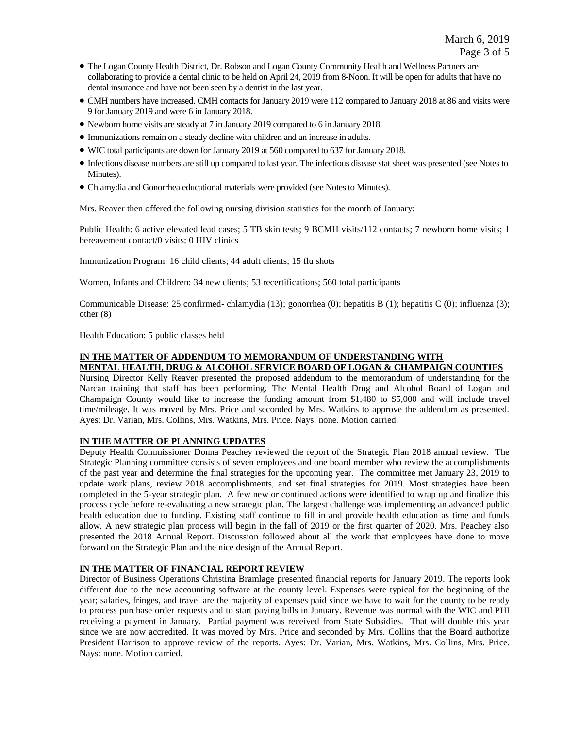- The Logan County Health District, Dr. Robson and Logan County Community Health and Wellness Partners are collaborating to provide a dental clinic to be held on April 24, 2019 from 8-Noon. It will be open for adults that have no dental insurance and have not been seen by a dentist in the last year.
- CMH numbers have increased. CMH contacts for January 2019 were 112 compared to January 2018 at 86 and visits were 9 for January 2019 and were 6 in January 2018.
- Newborn home visits are steady at 7 in January 2019 compared to 6 in January 2018.
- Immunizations remain on a steady decline with children and an increase in adults.
- WIC total participants are down for January 2019 at 560 compared to 637 for January 2018.
- Infectious disease numbers are still up compared to last year. The infectious disease stat sheet was presented (see Notes to Minutes).
- Chlamydia and Gonorrhea educational materials were provided (see Notes to Minutes).

Mrs. Reaver then offered the following nursing division statistics for the month of January:

Public Health: 6 active elevated lead cases; 5 TB skin tests; 9 BCMH visits/112 contacts; 7 newborn home visits; 1 bereavement contact/0 visits; 0 HIV clinics

Immunization Program: 16 child clients; 44 adult clients; 15 flu shots

Women, Infants and Children: 34 new clients; 53 recertifications; 560 total participants

Communicable Disease: 25 confirmed- chlamydia (13); gonorrhea (0); hepatitis B (1); hepatitis C (0); influenza (3); other (8)

Health Education: 5 public classes held

**IN THE MATTER OF ADDENDUM TO MEMORANDUM OF UNDERSTANDING WITH MENTAL HEALTH, DRUG & ALCOHOL SERVICE BOARD OF LOGAN & CHAMPAIGN COUNTIES**

Nursing Director Kelly Reaver presented the proposed addendum to the memorandum of understanding for the Narcan training that staff has been performing. The Mental Health Drug and Alcohol Board of Logan and Champaign County would like to increase the funding amount from $1,480 to $5,000 and will include travel time/mileage. It was moved by Mrs. Price and seconded by Mrs. Watkins to approve the addendum as presented. Ayes: Dr. Varian, Mrs. Collins, Mrs. Watkins, Mrs. Price. Nays: none. Motion carried.

**IN THE MATTER OF PLANNING UPDATES**

Deputy Health Commissioner Donna Peachey reviewed the report of the Strategic Plan 2018 annual review. The Strategic Planning committee consists of seven employees and one board member who review the accomplishments of the past year and determine the final strategies for the upcoming year. The committee met January 23, 2019 to update work plans, review 2018 accomplishments, and set final strategies for 2019. Most strategies have been completed in the 5-year strategic plan. A few new or continued actions were identified to wrap up and finalize this process cycle before re-evaluating a new strategic plan. The largest challenge was implementing an advanced public health education due to funding. Existing staff continue to fill in and provide health education as time and funds allow. A new strategic plan process will begin in the fall of 2019 or the first quarter of 2020. Mrs. Peachey also presented the 2018 Annual Report. Discussion followed about all the work that employees have done to move forward on the Strategic Plan and the nice design of the Annual Report.

**IN THE MATTER OF FINANCIAL REPORT REVIEW**

Director of Business Operations Christina Bramlage presented financial reports for January 2019. The reports look different due to the new accounting software at the county level. Expenses were typical for the beginning of the year; salaries, fringes, and travel are the majority of expenses paid since we have to wait for the county to be ready to process purchase order requests and to start paying bills in January. Revenue was normal with the WIC and PHI receiving a payment in January. Partial payment was received from State Subsidies. That will double this year since we are now accredited. It was moved by Mrs. Price and seconded by Mrs. Collins that the Board authorize President Harrison to approve review of the reports. Ayes: Dr. Varian, Mrs. Watkins, Mrs. Collins, Mrs. Price. Nays: none. Motion carried.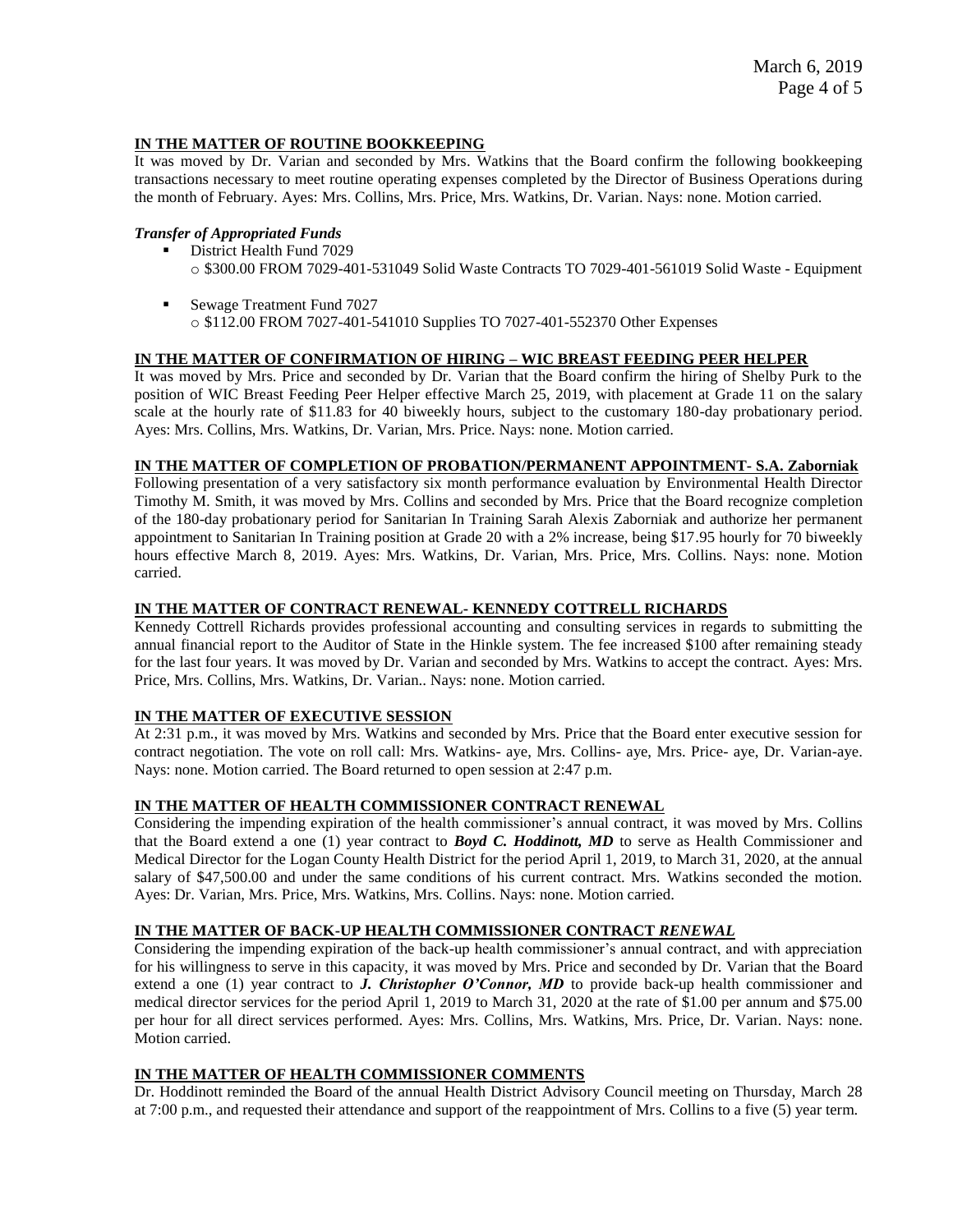**IN THE MATTER OF ROUTINE BOOKKEEPING**

It was moved by Dr. Varian and seconded by Mrs. Watkins that the Board confirm the following bookkeeping transactions necessary to meet routine operating expenses completed by the Director of Business Operations during the month of February. Ayes: Mrs. Collins, Mrs. Price, Mrs. Watkins, Dr. Varian. Nays: none. Motion carried.

***Transfer of Appropriated Funds***

- District Health Fund 7029
  - $300.00 FROM 7029-401-531049 Solid Waste Contracts TO 7029-401-561019 Solid Waste - Equipment
- Sewage Treatment Fund 7027
  - $112.00 FROM 7027-401-541010 Supplies TO 7027-401-552370 Other Expenses

**IN THE MATTER OF CONFIRMATION OF HIRING – WIC BREAST FEEDING PEER HELPER**

It was moved by Mrs. Price and seconded by Dr. Varian that the Board confirm the hiring of Shelby Purk to the position of WIC Breast Feeding Peer Helper effective March 25, 2019, with placement at Grade 11 on the salary scale at the hourly rate of $11.83 for 40 biweekly hours, subject to the customary 180-day probationary period. Ayes: Mrs. Collins, Mrs. Watkins, Dr. Varian, Mrs. Price. Nays: none. Motion carried.

**IN THE MATTER OF COMPLETION OF PROBATION/PERMANENT APPOINTMENT- S.A. Zaborniak**

Following presentation of a very satisfactory six month performance evaluation by Environmental Health Director Timothy M. Smith, it was moved by Mrs. Collins and seconded by Mrs. Price that the Board recognize completion of the 180-day probationary period for Sanitarian In Training Sarah Alexis Zaborniak and authorize her permanent appointment to Sanitarian In Training position at Grade 20 with a 2% increase, being $17.95 hourly for 70 biweekly hours effective March 8, 2019. Ayes: Mrs. Watkins, Dr. Varian, Mrs. Price, Mrs. Collins. Nays: none. Motion carried.

**IN THE MATTER OF CONTRACT RENEWAL- KENNEDY COTTRELL RICHARDS**

Kennedy Cottrell Richards provides professional accounting and consulting services in regards to submitting the annual financial report to the Auditor of State in the Hinkle system. The fee increased $100 after remaining steady for the last four years. It was moved by Dr. Varian and seconded by Mrs. Watkins to accept the contract. Ayes: Mrs. Price, Mrs. Collins, Mrs. Watkins, Dr. Varian.. Nays: none. Motion carried.

**IN THE MATTER OF EXECUTIVE SESSION**

At 2:31 p.m., it was moved by Mrs. Watkins and seconded by Mrs. Price that the Board enter executive session for contract negotiation. The vote on roll call: Mrs. Watkins- aye, Mrs. Collins- aye, Mrs. Price- aye, Dr. Varian-aye. Nays: none. Motion carried. The Board returned to open session at 2:47 p.m.

**IN THE MATTER OF HEALTH COMMISSIONER CONTRACT RENEWAL**

Considering the impending expiration of the health commissioner's annual contract, it was moved by Mrs. Collins that the Board extend a one (1) year contract to ***Boyd C. Hoddinott, MD*** to serve as Health Commissioner and Medical Director for the Logan County Health District for the period April 1, 2019, to March 31, 2020, at the annual salary of $47,500.00 and under the same conditions of his current contract. Mrs. Watkins seconded the motion. Ayes: Dr. Varian, Mrs. Price, Mrs. Watkins, Mrs. Collins. Nays: none. Motion carried.

**IN THE MATTER OF BACK-UP HEALTH COMMISSIONER CONTRACT *RENEWAL***

Considering the impending expiration of the back-up health commissioner's annual contract, and with appreciation for his willingness to serve in this capacity, it was moved by Mrs. Price and seconded by Dr. Varian that the Board extend a one (1) year contract to ***J. Christopher O'Connor, MD*** to provide back-up health commissioner and medical director services for the period April 1, 2019 to March 31, 2020 at the rate of $1.00 per annum and $75.00 per hour for all direct services performed. Ayes: Mrs. Collins, Mrs. Watkins, Mrs. Price, Dr. Varian. Nays: none. Motion carried.

**IN THE MATTER OF HEALTH COMMISSIONER COMMENTS**

Dr. Hoddinott reminded the Board of the annual Health District Advisory Council meeting on Thursday, March 28 at 7:00 p.m., and requested their attendance and support of the reappointment of Mrs. Collins to a five (5) year term.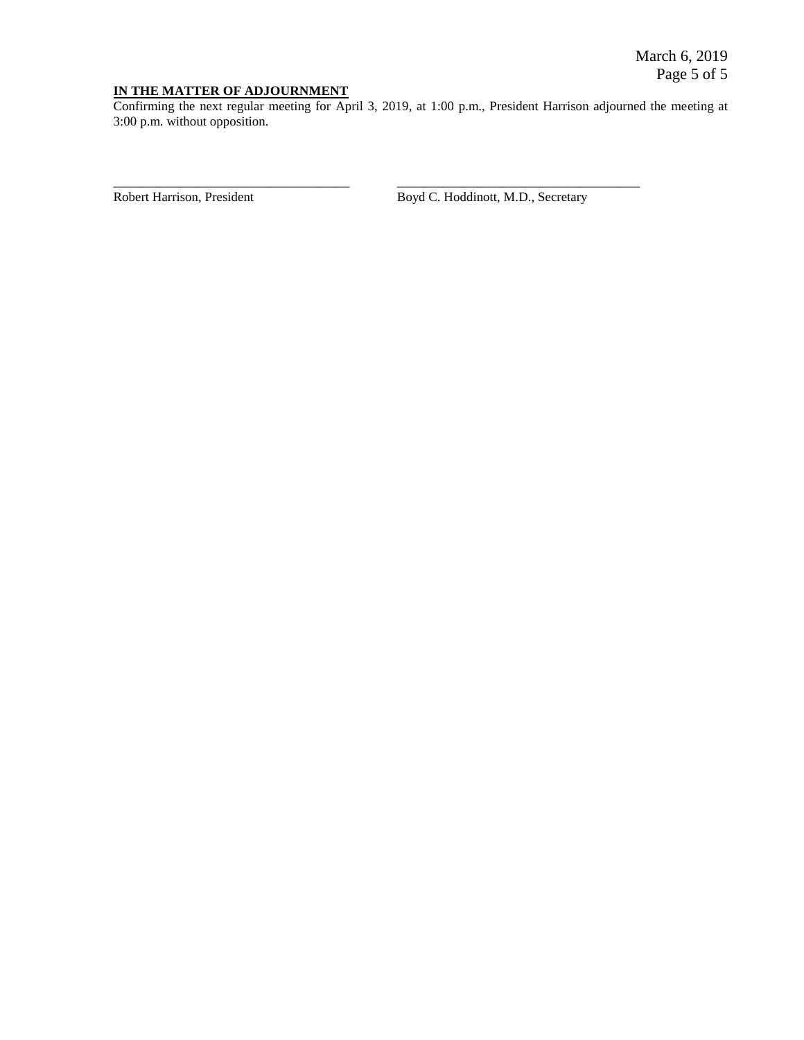**IN THE MATTER OF ADJOURNMENT**

Confirming the next regular meeting for April 3, 2019, at 1:00 p.m., President Harrison adjourned the meeting at 3:00 p.m. without opposition.

| | |
|---|---|
| ___________________________________ | ___________________________________ |
| Robert Harrison, President | Boyd C. Hoddinott, M.D., Secretary |